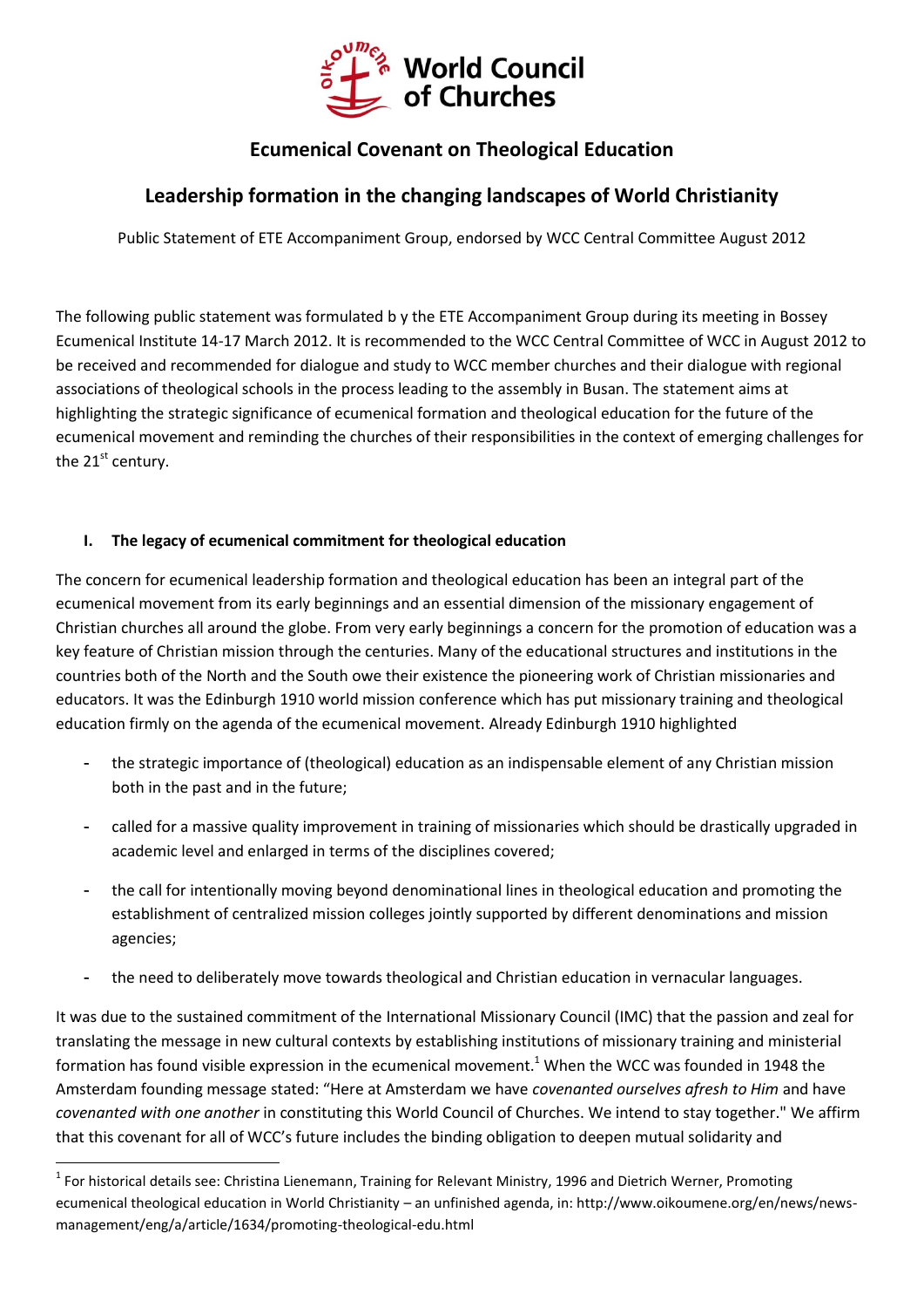# Ecumenical Covenant on Theological Education

## Leadership formation in the changing landscapes of World Christianity

Public Statement of ETE Accompaniment Group, endorsed by WCC Central Committee August 2012

The following public statement was formulated b y the ETE Accompaniment Group during its meeting in Bossey Ecumenical Institute 14-17 March 2012. It is recommended to the WCC Central Committee of WCC in August 2012 to be received and recommended for dialogue and study to WCC member churches and their dialogue with regional associations of theological schools in the process leading to the assembly in Busan. The statement aims at highlighting the strategic significance of ecumenical formation and theological education for the future of the ecumenical movement and reminding the churches of their responsibilities in the context of emerging challenges for the 21st century.

### I. The legacy of ecumenical commitment for theological education

The concern for ecumenical leadership formation and theological education has been an integral part of the ecumenical movement from its early beginnings and an essential dimension of the missionary engagement of Christian churches all around the globe. From very early beginnings a concern for the promotion of education was a key feature of Christian mission through the centuries. Many of the educational structures and institutions in the countries both of the North and the South owe their existence the pioneering work of Christian missionaries and educators. It was the Edinburgh 1910 world mission conference which has put missionary training and theological education firmly on the agenda of the ecumenical movement. Already Edinburgh 1910 highlighted

- the strategic importance of (theological) education as an indispensable element of any Christian mission both in the past and in the future;
- called for a massive quality improvement in training of missionaries which should be drastically upgraded in academic level and enlarged in terms of the disciplines covered;
- the call for intentionally moving beyond denominational lines in theological education and promoting the establishment of centralized mission colleges jointly supported by different denominations and mission agencies;
- the need to deliberately move towards theological and Christian education in vernacular languages.

It was due to the sustained commitment of the International Missionary Council (IMC) that the passion and zeal for translating the message in new cultural contexts by establishing institutions of missionary training and ministerial formation has found visible expression in the ecumenical movement.[1] When the WCC was founded in 1948 the Amsterdam founding message stated: "Here at Amsterdam we have *covenanted ourselves afresh to Him* and have *covenanted with one another* in constituting this World Council of Churches. We intend to stay together." We affirm that this covenant for all of WCC's future includes the binding obligation to deepen mutual solidarity and

[1] For historical details see: Christina Lienemann, Training for Relevant Ministry, 1996 and Dietrich Werner, Promoting ecumenical theological education in World Christianity – an unfinished agenda, in: http://www.oikoumene.org/en/news/news-management/eng/a/article/1634/promoting-theological-edu.html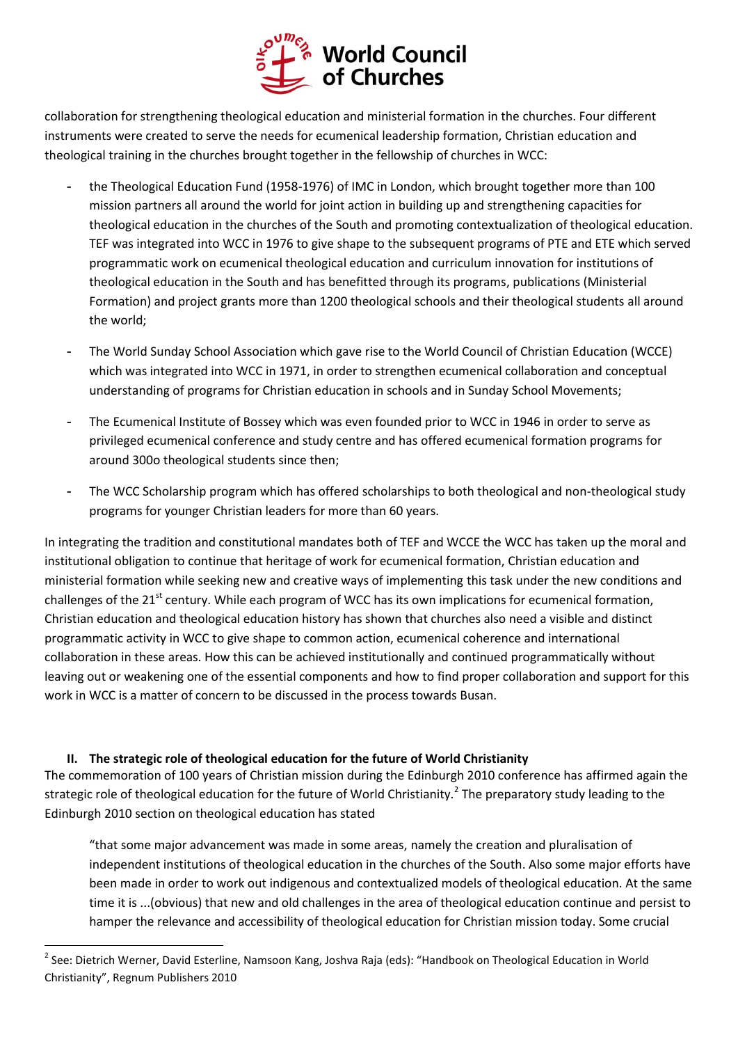collaboration for strengthening theological education and ministerial formation in the churches. Four different instruments were created to serve the needs for ecumenical leadership formation, Christian education and theological training in the churches brought together in the fellowship of churches in WCC:

- the Theological Education Fund (1958-1976) of IMC in London, which brought together more than 100 mission partners all around the world for joint action in building up and strengthening capacities for theological education in the churches of the South and promoting contextualization of theological education. TEF was integrated into WCC in 1976 to give shape to the subsequent programs of PTE and ETE which served programmatic work on ecumenical theological education and curriculum innovation for institutions of theological education in the South and has benefitted through its programs, publications (Ministerial Formation) and project grants more than 1200 theological schools and their theological students all around the world;

- The World Sunday School Association which gave rise to the World Council of Christian Education (WCCE) which was integrated into WCC in 1971, in order to strengthen ecumenical collaboration and conceptual understanding of programs for Christian education in schools and in Sunday School Movements;

- The Ecumenical Institute of Bossey which was even founded prior to WCC in 1946 in order to serve as privileged ecumenical conference and study centre and has offered ecumenical formation programs for around 300o theological students since then;

- The WCC Scholarship program which has offered scholarships to both theological and non-theological study programs for younger Christian leaders for more than 60 years.

In integrating the tradition and constitutional mandates both of TEF and WCCE the WCC has taken up the moral and institutional obligation to continue that heritage of work for ecumenical formation, Christian education and ministerial formation while seeking new and creative ways of implementing this task under the new conditions and challenges of the 21st century. While each program of WCC has its own implications for ecumenical formation, Christian education and theological education history has shown that churches also need a visible and distinct programmatic activity in WCC to give shape to common action, ecumenical coherence and international collaboration in these areas. How this can be achieved institutionally and continued programmatically without leaving out or weakening one of the essential components and how to find proper collaboration and support for this work in WCC is a matter of concern to be discussed in the process towards Busan.

## II. The strategic role of theological education for the future of World Christianity

The commemoration of 100 years of Christian mission during the Edinburgh 2010 conference has affirmed again the strategic role of theological education for the future of World Christianity.[2] The preparatory study leading to the Edinburgh 2010 section on theological education has stated

> "that some major advancement was made in some areas, namely the creation and pluralisation of independent institutions of theological education in the churches of the South. Also some major efforts have been made in order to work out indigenous and contextualized models of theological education. At the same time it is ...(obvious) that new and old challenges in the area of theological education continue and persist to hamper the relevance and accessibility of theological education for Christian mission today. Some crucial

[2] See: Dietrich Werner, David Esterline, Namsoon Kang, Joshva Raja (eds): "Handbook on Theological Education in World Christianity", Regnum Publishers 2010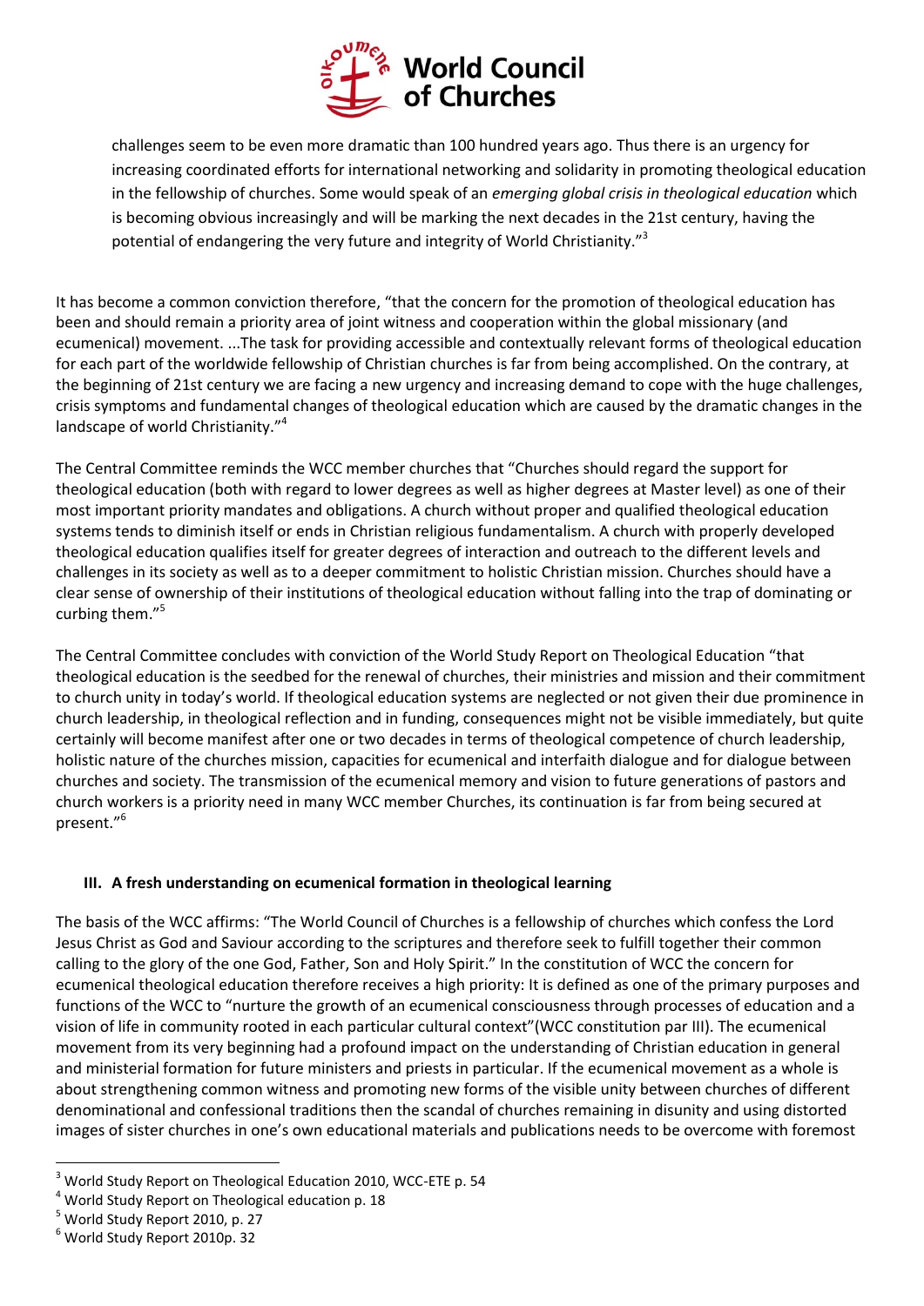challenges seem to be even more dramatic than 100 hundred years ago. Thus there is an urgency for increasing coordinated efforts for international networking and solidarity in promoting theological education in the fellowship of churches. Some would speak of an *emerging global crisis in theological education* which is becoming obvious increasingly and will be marking the next decades in the 21st century, having the potential of endangering the very future and integrity of World Christianity."[3]

It has become a common conviction therefore, "that the concern for the promotion of theological education has been and should remain a priority area of joint witness and cooperation within the global missionary (and ecumenical) movement. ...The task for providing accessible and contextually relevant forms of theological education for each part of the worldwide fellowship of Christian churches is far from being accomplished. On the contrary, at the beginning of 21st century we are facing a new urgency and increasing demand to cope with the huge challenges, crisis symptoms and fundamental changes of theological education which are caused by the dramatic changes in the landscape of world Christianity."[4]

The Central Committee reminds the WCC member churches that "Churches should regard the support for theological education (both with regard to lower degrees as well as higher degrees at Master level) as one of their most important priority mandates and obligations. A church without proper and qualified theological education systems tends to diminish itself or ends in Christian religious fundamentalism. A church with properly developed theological education qualifies itself for greater degrees of interaction and outreach to the different levels and challenges in its society as well as to a deeper commitment to holistic Christian mission. Churches should have a clear sense of ownership of their institutions of theological education without falling into the trap of dominating or curbing them."[5]

The Central Committee concludes with conviction of the World Study Report on Theological Education "that theological education is the seedbed for the renewal of churches, their ministries and mission and their commitment to church unity in today's world. If theological education systems are neglected or not given their due prominence in church leadership, in theological reflection and in funding, consequences might not be visible immediately, but quite certainly will become manifest after one or two decades in terms of theological competence of church leadership, holistic nature of the churches mission, capacities for ecumenical and interfaith dialogue and for dialogue between churches and society. The transmission of the ecumenical memory and vision to future generations of pastors and church workers is a priority need in many WCC member Churches, its continuation is far from being secured at present."[6]

## III. A fresh understanding on ecumenical formation in theological learning

The basis of the WCC affirms: "The World Council of Churches is a fellowship of churches which confess the Lord Jesus Christ as God and Saviour according to the scriptures and therefore seek to fulfill together their common calling to the glory of the one God, Father, Son and Holy Spirit." In the constitution of WCC the concern for ecumenical theological education therefore receives a high priority: It is defined as one of the primary purposes and functions of the WCC to "nurture the growth of an ecumenical consciousness through processes of education and a vision of life in community rooted in each particular cultural context"(WCC constitution par III). The ecumenical movement from its very beginning had a profound impact on the understanding of Christian education in general and ministerial formation for future ministers and priests in particular. If the ecumenical movement as a whole is about strengthening common witness and promoting new forms of the visible unity between churches of different denominational and confessional traditions then the scandal of churches remaining in disunity and using distorted images of sister churches in one's own educational materials and publications needs to be overcome with foremost

---

[3] World Study Report on Theological Education 2010, WCC-ETE p. 54

[4] World Study Report on Theological education p. 18

[5] World Study Report 2010, p. 27

[6] World Study Report 2010p. 32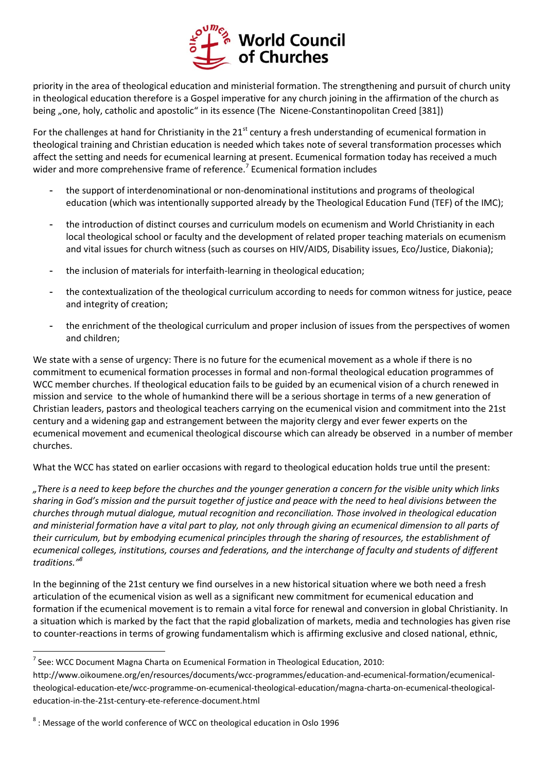priority in the area of theological education and ministerial formation. The strengthening and pursuit of church unity in theological education therefore is a Gospel imperative for any church joining in the affirmation of the church as being „one, holy, catholic and apostolic" in its essence (The Nicene-Constantinopolitan Creed [381])

For the challenges at hand for Christianity in the 21st century a fresh understanding of ecumenical formation in theological training and Christian education is needed which takes note of several transformation processes which affect the setting and needs for ecumenical learning at present. Ecumenical formation today has received a much wider and more comprehensive frame of reference.[7] Ecumenical formation includes

- the support of interdenominational or non-denominational institutions and programs of theological education (which was intentionally supported already by the Theological Education Fund (TEF) of the IMC);
- the introduction of distinct courses and curriculum models on ecumenism and World Christianity in each local theological school or faculty and the development of related proper teaching materials on ecumenism and vital issues for church witness (such as courses on HIV/AIDS, Disability issues, Eco/Justice, Diakonia);
- the inclusion of materials for interfaith-learning in theological education;
- the contextualization of the theological curriculum according to needs for common witness for justice, peace and integrity of creation;
- the enrichment of the theological curriculum and proper inclusion of issues from the perspectives of women and children;

We state with a sense of urgency: There is no future for the ecumenical movement as a whole if there is no commitment to ecumenical formation processes in formal and non-formal theological education programmes of WCC member churches. If theological education fails to be guided by an ecumenical vision of a church renewed in mission and service to the whole of humankind there will be a serious shortage in terms of a new generation of Christian leaders, pastors and theological teachers carrying on the ecumenical vision and commitment into the 21st century and a widening gap and estrangement between the majority clergy and ever fewer experts on the ecumenical movement and ecumenical theological discourse which can already be observed in a number of member churches.

What the WCC has stated on earlier occasions with regard to theological education holds true until the present:

*„There is a need to keep before the churches and the younger generation a concern for the visible unity which links sharing in God's mission and the pursuit together of justice and peace with the need to heal divisions between the churches through mutual dialogue, mutual recognition and reconciliation. Those involved in theological education and ministerial formation have a vital part to play, not only through giving an ecumenical dimension to all parts of their curriculum, but by embodying ecumenical principles through the sharing of resources, the establishment of ecumenical colleges, institutions, courses and federations, and the interchange of faculty and students of different traditions."*[8]

In the beginning of the 21st century we find ourselves in a new historical situation where we both need a fresh articulation of the ecumenical vision as well as a significant new commitment for ecumenical education and formation if the ecumenical movement is to remain a vital force for renewal and conversion in global Christianity. In a situation which is marked by the fact that the rapid globalization of markets, media and technologies has given rise to counter-reactions in terms of growing fundamentalism which is affirming exclusive and closed national, ethnic,

---

[7] See: WCC Document Magna Charta on Ecumenical Formation in Theological Education, 2010: http://www.oikoumene.org/en/resources/documents/wcc-programmes/education-and-ecumenical-formation/ecumenical-theological-education-ete/wcc-programme-on-ecumenical-theological-education/magna-charta-on-ecumenical-theological-education-in-the-21st-century-ete-reference-document.html

[8] : Message of the world conference of WCC on theological education in Oslo 1996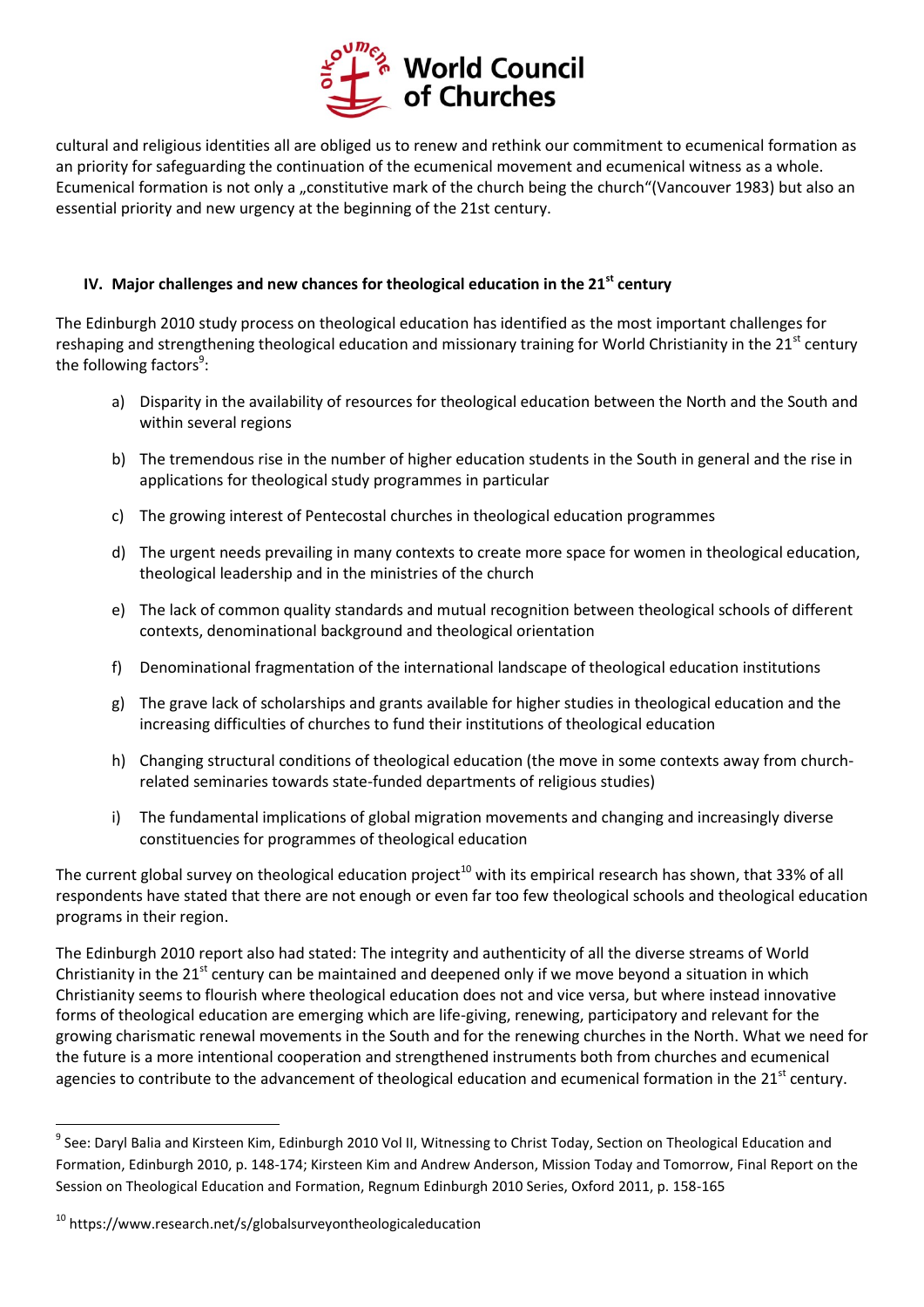cultural and religious identities all are obliged us to renew and rethink our commitment to ecumenical formation as an priority for safeguarding the continuation of the ecumenical movement and ecumenical witness as a whole. Ecumenical formation is not only a „constitutive mark of the church being the church"(Vancouver 1983) but also an essential priority and new urgency at the beginning of the 21st century.

## IV. Major challenges and new chances for theological education in the 21st century

The Edinburgh 2010 study process on theological education has identified as the most important challenges for reshaping and strengthening theological education and missionary training for World Christianity in the 21st century the following factors[9]:

a) Disparity in the availability of resources for theological education between the North and the South and within several regions

b) The tremendous rise in the number of higher education students in the South in general and the rise in applications for theological study programmes in particular

c) The growing interest of Pentecostal churches in theological education programmes

d) The urgent needs prevailing in many contexts to create more space for women in theological education, theological leadership and in the ministries of the church

e) The lack of common quality standards and mutual recognition between theological schools of different contexts, denominational background and theological orientation

f) Denominational fragmentation of the international landscape of theological education institutions

g) The grave lack of scholarships and grants available for higher studies in theological education and the increasing difficulties of churches to fund their institutions of theological education

h) Changing structural conditions of theological education (the move in some contexts away from church-related seminaries towards state-funded departments of religious studies)

i) The fundamental implications of global migration movements and changing and increasingly diverse constituencies for programmes of theological education

The current global survey on theological education project[10] with its empirical research has shown, that 33% of all respondents have stated that there are not enough or even far too few theological schools and theological education programs in their region.

The Edinburgh 2010 report also had stated: The integrity and authenticity of all the diverse streams of World Christianity in the 21st century can be maintained and deepened only if we move beyond a situation in which Christianity seems to flourish where theological education does not and vice versa, but where instead innovative forms of theological education are emerging which are life-giving, renewing, participatory and relevant for the growing charismatic renewal movements in the South and for the renewing churches in the North. What we need for the future is a more intentional cooperation and strengthened instruments both from churches and ecumenical agencies to contribute to the advancement of theological education and ecumenical formation in the 21st century.

---

[9] See: Daryl Balia and Kirsteen Kim, Edinburgh 2010 Vol II, Witnessing to Christ Today, Section on Theological Education and Formation, Edinburgh 2010, p. 148-174; Kirsteen Kim and Andrew Anderson, Mission Today and Tomorrow, Final Report on the Session on Theological Education and Formation, Regnum Edinburgh 2010 Series, Oxford 2011, p. 158-165

[10] https://www.research.net/s/globalsurveyontheologicaleducation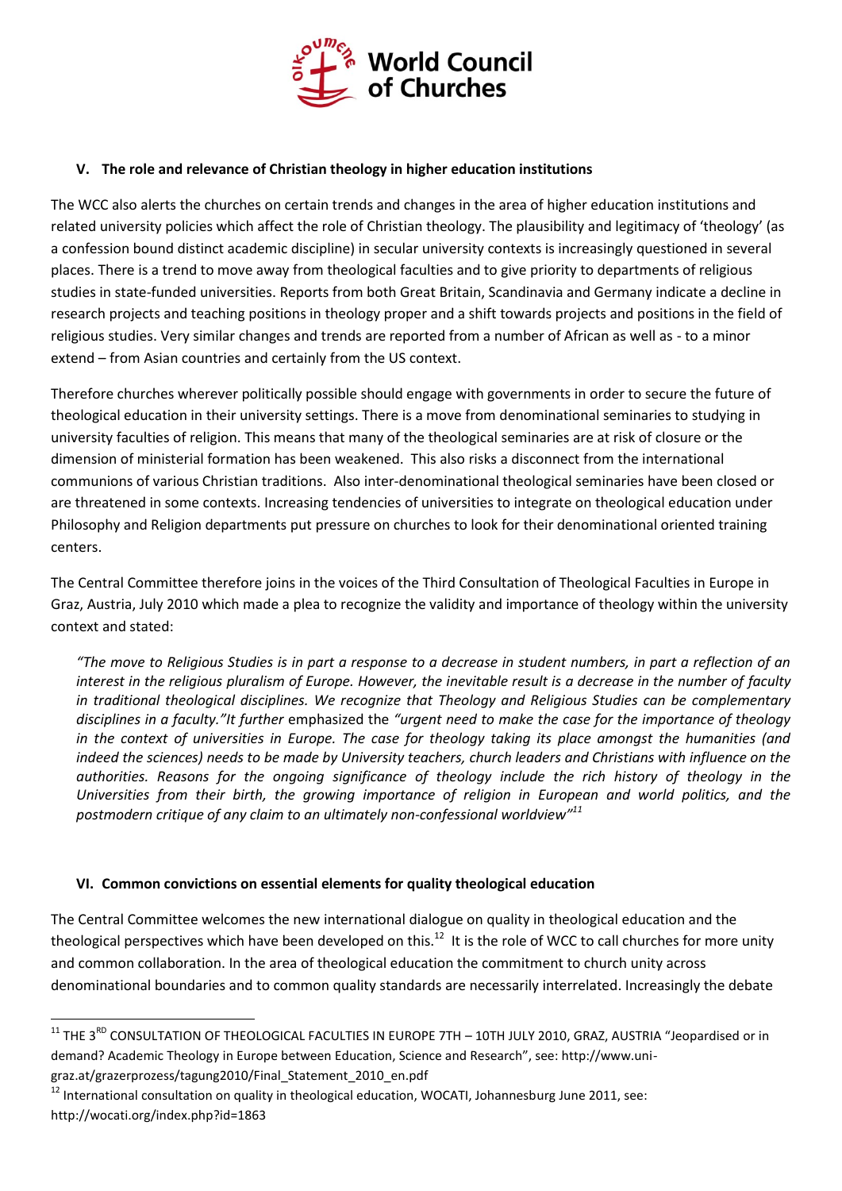## V. The role and relevance of Christian theology in higher education institutions

The WCC also alerts the churches on certain trends and changes in the area of higher education institutions and related university policies which affect the role of Christian theology. The plausibility and legitimacy of 'theology' (as a confession bound distinct academic discipline) in secular university contexts is increasingly questioned in several places. There is a trend to move away from theological faculties and to give priority to departments of religious studies in state-funded universities. Reports from both Great Britain, Scandinavia and Germany indicate a decline in research projects and teaching positions in theology proper and a shift towards projects and positions in the field of religious studies. Very similar changes and trends are reported from a number of African as well as - to a minor extend – from Asian countries and certainly from the US context.

Therefore churches wherever politically possible should engage with governments in order to secure the future of theological education in their university settings. There is a move from denominational seminaries to studying in university faculties of religion. This means that many of the theological seminaries are at risk of closure or the dimension of ministerial formation has been weakened. This also risks a disconnect from the international communions of various Christian traditions. Also inter-denominational theological seminaries have been closed or are threatened in some contexts. Increasing tendencies of universities to integrate on theological education under Philosophy and Religion departments put pressure on churches to look for their denominational oriented training centers.

The Central Committee therefore joins in the voices of the Third Consultation of Theological Faculties in Europe in Graz, Austria, July 2010 which made a plea to recognize the validity and importance of theology within the university context and stated:

> *"The move to Religious Studies is in part a response to a decrease in student numbers, in part a reflection of an interest in the religious pluralism of Europe. However, the inevitable result is a decrease in the number of faculty in traditional theological disciplines. We recognize that Theology and Religious Studies can be complementary disciplines in a faculty."It further* emphasized the *"urgent need to make the case for the importance of theology in the context of universities in Europe. The case for theology taking its place amongst the humanities (and indeed the sciences) needs to be made by University teachers, church leaders and Christians with influence on the authorities. Reasons for the ongoing significance of theology include the rich history of theology in the Universities from their birth, the growing importance of religion in European and world politics, and the postmodern critique of any claim to an ultimately non-confessional worldview"*[11]

## VI. Common convictions on essential elements for quality theological education

The Central Committee welcomes the new international dialogue on quality in theological education and the theological perspectives which have been developed on this.[12] It is the role of WCC to call churches for more unity and common collaboration. In the area of theological education the commitment to church unity across denominational boundaries and to common quality standards are necessarily interrelated. Increasingly the debate

---

[11] THE 3RD CONSULTATION OF THEOLOGICAL FACULTIES IN EUROPE 7TH – 10TH JULY 2010, GRAZ, AUSTRIA "Jeopardised or in demand? Academic Theology in Europe between Education, Science and Research", see: http://www.uni-graz.at/grazerprozess/tagung2010/Final_Statement_2010_en.pdf

[12] International consultation on quality in theological education, WOCATI, Johannesburg June 2011, see: http://wocati.org/index.php?id=1863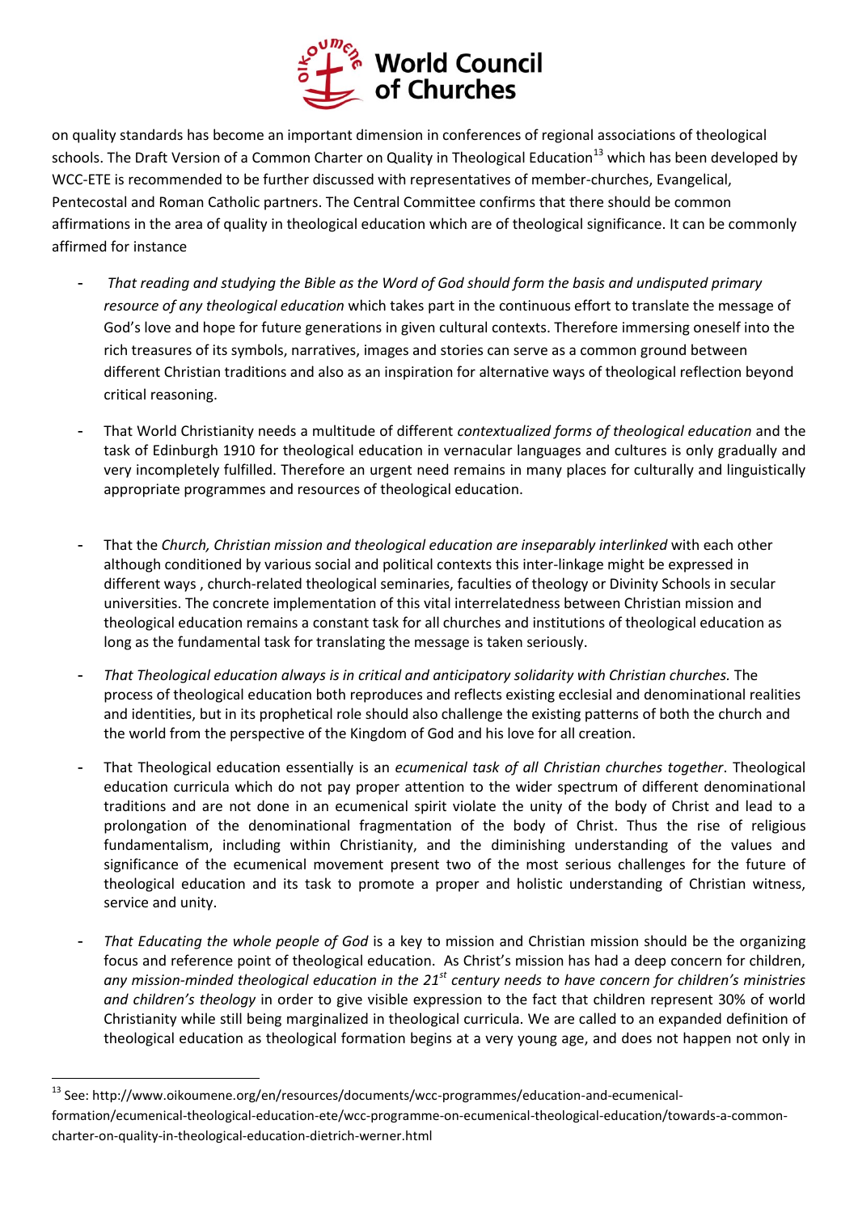on quality standards has become an important dimension in conferences of regional associations of theological schools. The Draft Version of a Common Charter on Quality in Theological Education[13] which has been developed by WCC-ETE is recommended to be further discussed with representatives of member-churches, Evangelical, Pentecostal and Roman Catholic partners. The Central Committee confirms that there should be common affirmations in the area of quality in theological education which are of theological significance. It can be commonly affirmed for instance

- *That reading and studying the Bible as the Word of God should form the basis and undisputed primary resource of any theological education* which takes part in the continuous effort to translate the message of God's love and hope for future generations in given cultural contexts. Therefore immersing oneself into the rich treasures of its symbols, narratives, images and stories can serve as a common ground between different Christian traditions and also as an inspiration for alternative ways of theological reflection beyond critical reasoning.

- That World Christianity needs a multitude of different *contextualized forms of theological education* and the task of Edinburgh 1910 for theological education in vernacular languages and cultures is only gradually and very incompletely fulfilled. Therefore an urgent need remains in many places for culturally and linguistically appropriate programmes and resources of theological education.

- That the *Church, Christian mission and theological education are inseparably interlinked* with each other although conditioned by various social and political contexts this inter-linkage might be expressed in different ways , church-related theological seminaries, faculties of theology or Divinity Schools in secular universities. The concrete implementation of this vital interrelatedness between Christian mission and theological education remains a constant task for all churches and institutions of theological education as long as the fundamental task for translating the message is taken seriously.

- *That Theological education always is in critical and anticipatory solidarity with Christian churches.* The process of theological education both reproduces and reflects existing ecclesial and denominational realities and identities, but in its prophetical role should also challenge the existing patterns of both the church and the world from the perspective of the Kingdom of God and his love for all creation.

- That Theological education essentially is an *ecumenical task of all Christian churches together*. Theological education curricula which do not pay proper attention to the wider spectrum of different denominational traditions and are not done in an ecumenical spirit violate the unity of the body of Christ and lead to a prolongation of the denominational fragmentation of the body of Christ. Thus the rise of religious fundamentalism, including within Christianity, and the diminishing understanding of the values and significance of the ecumenical movement present two of the most serious challenges for the future of theological education and its task to promote a proper and holistic understanding of Christian witness, service and unity.

- *That Educating the whole people of God* is a key to mission and Christian mission should be the organizing focus and reference point of theological education. As Christ's mission has had a deep concern for children, *any mission-minded theological education in the 21st century needs to have concern for children's ministries and children's theology* in order to give visible expression to the fact that children represent 30% of world Christianity while still being marginalized in theological curricula. We are called to an expanded definition of theological education as theological formation begins at a very young age, and does not happen not only in

---

[13] See: http://www.oikoumene.org/en/resources/documents/wcc-programmes/education-and-ecumenical-formation/ecumenical-theological-education-ete/wcc-programme-on-ecumenical-theological-education/towards-a-common-charter-on-quality-in-theological-education-dietrich-werner.html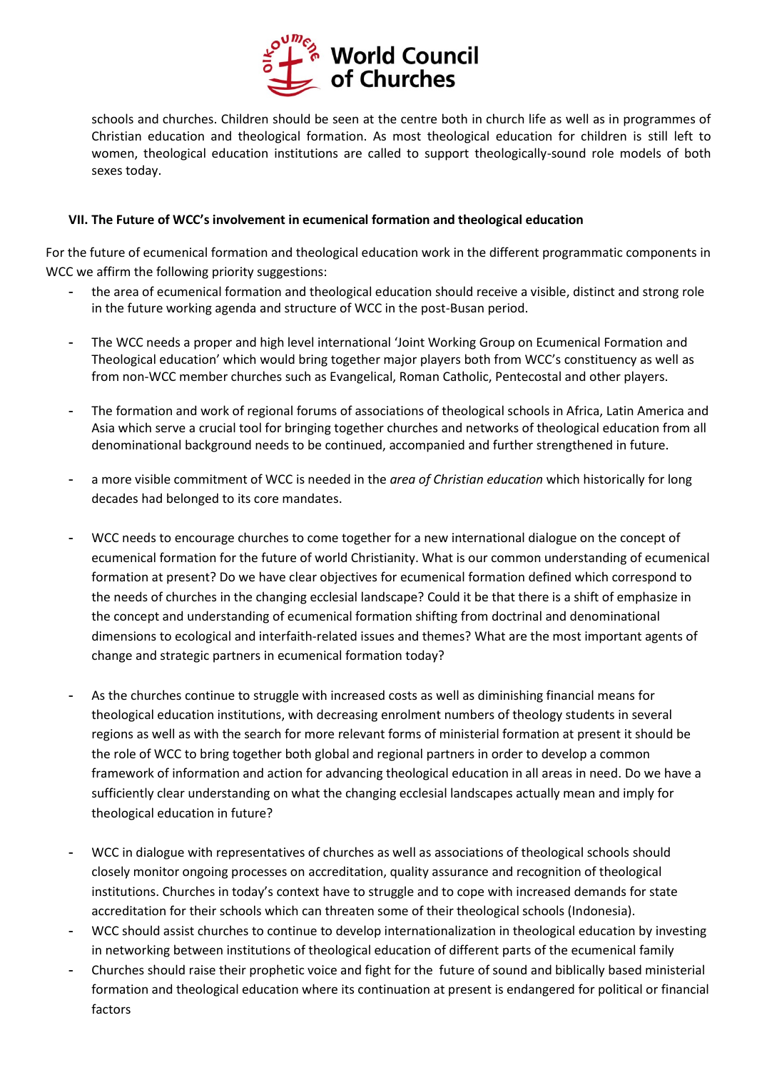schools and churches. Children should be seen at the centre both in church life as well as in programmes of Christian education and theological formation. As most theological education for children is still left to women, theological education institutions are called to support theologically-sound role models of both sexes today.

### VII. The Future of WCC's involvement in ecumenical formation and theological education

For the future of ecumenical formation and theological education work in the different programmatic components in WCC we affirm the following priority suggestions:

- the area of ecumenical formation and theological education should receive a visible, distinct and strong role in the future working agenda and structure of WCC in the post-Busan period.
- The WCC needs a proper and high level international 'Joint Working Group on Ecumenical Formation and Theological education' which would bring together major players both from WCC's constituency as well as from non-WCC member churches such as Evangelical, Roman Catholic, Pentecostal and other players.
- The formation and work of regional forums of associations of theological schools in Africa, Latin America and Asia which serve a crucial tool for bringing together churches and networks of theological education from all denominational background needs to be continued, accompanied and further strengthened in future.
- a more visible commitment of WCC is needed in the *area of Christian education* which historically for long decades had belonged to its core mandates.
- WCC needs to encourage churches to come together for a new international dialogue on the concept of ecumenical formation for the future of world Christianity. What is our common understanding of ecumenical formation at present? Do we have clear objectives for ecumenical formation defined which correspond to the needs of churches in the changing ecclesial landscape? Could it be that there is a shift of emphasize in the concept and understanding of ecumenical formation shifting from doctrinal and denominational dimensions to ecological and interfaith-related issues and themes? What are the most important agents of change and strategic partners in ecumenical formation today?
- As the churches continue to struggle with increased costs as well as diminishing financial means for theological education institutions, with decreasing enrolment numbers of theology students in several regions as well as with the search for more relevant forms of ministerial formation at present it should be the role of WCC to bring together both global and regional partners in order to develop a common framework of information and action for advancing theological education in all areas in need. Do we have a sufficiently clear understanding on what the changing ecclesial landscapes actually mean and imply for theological education in future?
- WCC in dialogue with representatives of churches as well as associations of theological schools should closely monitor ongoing processes on accreditation, quality assurance and recognition of theological institutions. Churches in today's context have to struggle and to cope with increased demands for state accreditation for their schools which can threaten some of their theological schools (Indonesia).
- WCC should assist churches to continue to develop internationalization in theological education by investing in networking between institutions of theological education of different parts of the ecumenical family
- Churches should raise their prophetic voice and fight for the future of sound and biblically based ministerial formation and theological education where its continuation at present is endangered for political or financial factors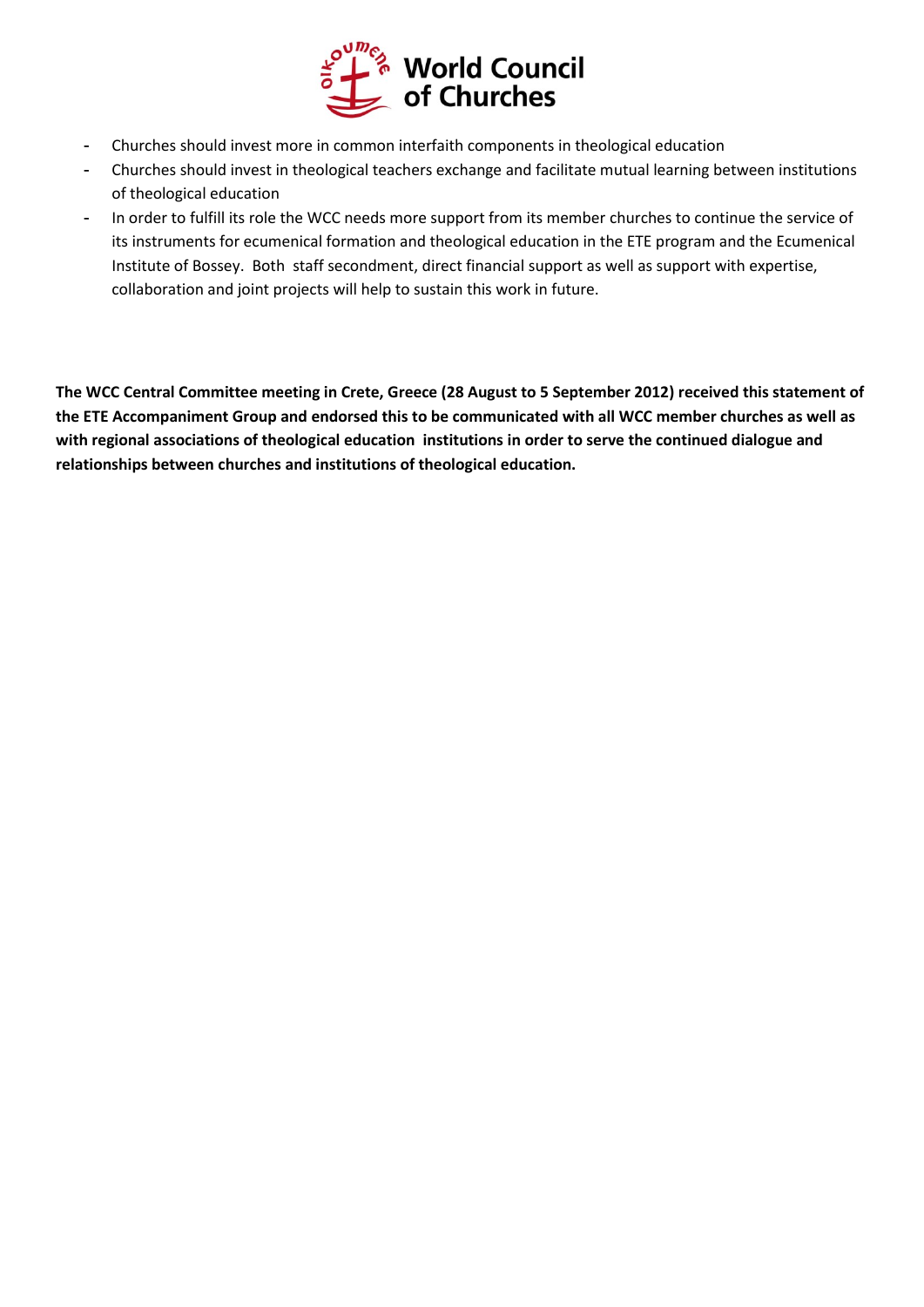- Churches should invest more in common interfaith components in theological education
- Churches should invest in theological teachers exchange and facilitate mutual learning between institutions of theological education
- In order to fulfill its role the WCC needs more support from its member churches to continue the service of its instruments for ecumenical formation and theological education in the ETE program and the Ecumenical Institute of Bossey. Both staff secondment, direct financial support as well as support with expertise, collaboration and joint projects will help to sustain this work in future.

**The WCC Central Committee meeting in Crete, Greece (28 August to 5 September 2012) received this statement of the ETE Accompaniment Group and endorsed this to be communicated with all WCC member churches as well as with regional associations of theological education institutions in order to serve the continued dialogue and relationships between churches and institutions of theological education.**